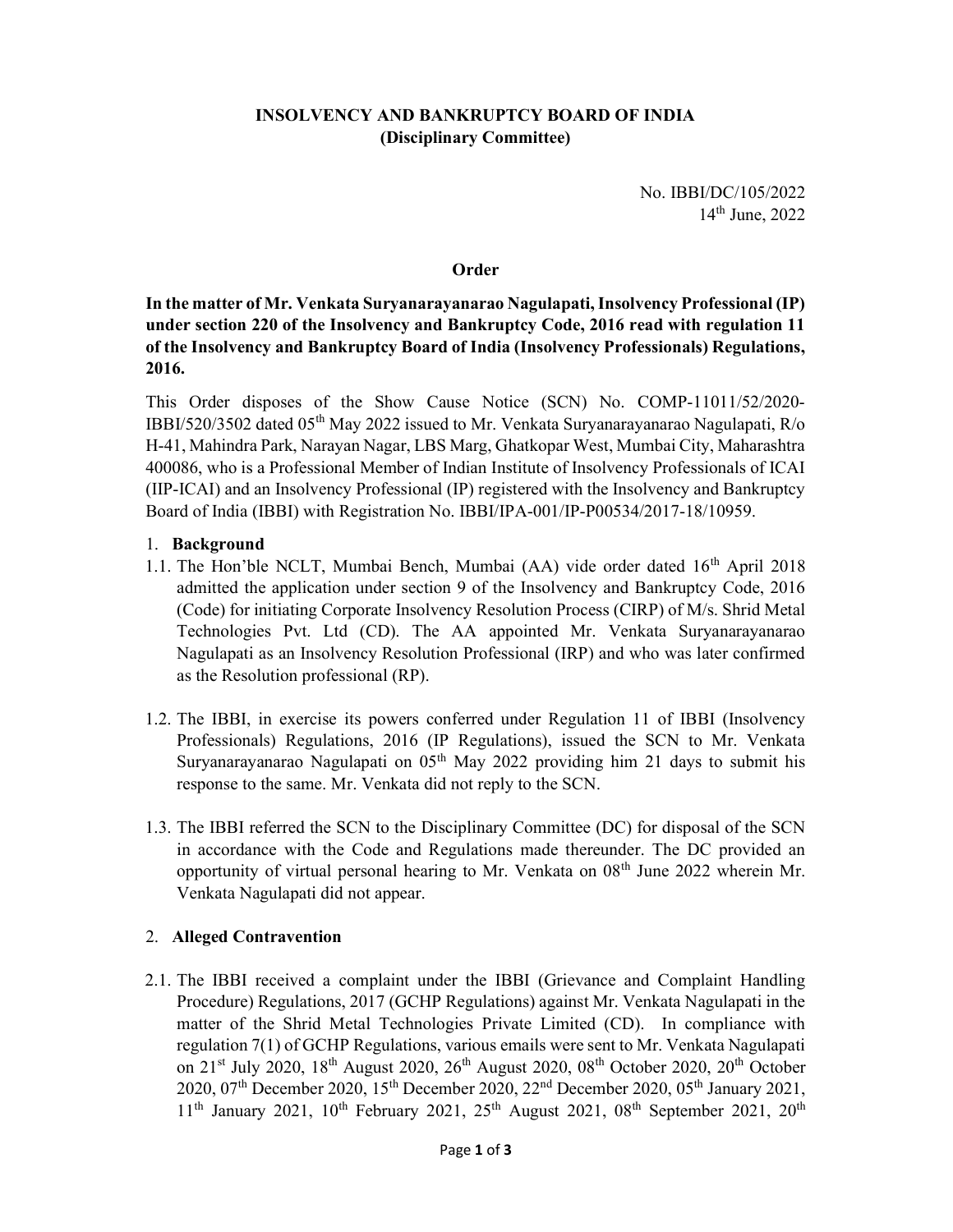**INSOLVENCY AND BANKRUPTCY BOARD OF INDIA**
**(Disciplinary Committee)**

No. IBBI/DC/105/2022
14th June, 2022

**Order**

**In the matter of Mr. Venkata Suryanarayanarao Nagulapati, Insolvency Professional (IP) under section 220 of the Insolvency and Bankruptcy Code, 2016 read with regulation 11 of the Insolvency and Bankruptcy Board of India (Insolvency Professionals) Regulations, 2016.**

This Order disposes of the Show Cause Notice (SCN) No. COMP-11011/52/2020-IBBI/520/3502 dated 05th May 2022 issued to Mr. Venkata Suryanarayanarao Nagulapati, R/o H-41, Mahindra Park, Narayan Nagar, LBS Marg, Ghatkopar West, Mumbai City, Maharashtra 400086, who is a Professional Member of Indian Institute of Insolvency Professionals of ICAI (IIP-ICAI) and an Insolvency Professional (IP) registered with the Insolvency and Bankruptcy Board of India (IBBI) with Registration No. IBBI/IPA-001/IP-P00534/2017-18/10959.

1. **Background**

1.1. The Hon'ble NCLT, Mumbai Bench, Mumbai (AA) vide order dated 16th April 2018 admitted the application under section 9 of the Insolvency and Bankruptcy Code, 2016 (Code) for initiating Corporate Insolvency Resolution Process (CIRP) of M/s. Shrid Metal Technologies Pvt. Ltd (CD). The AA appointed Mr. Venkata Suryanarayanarao Nagulapati as an Insolvency Resolution Professional (IRP) and who was later confirmed as the Resolution professional (RP).

1.2. The IBBI, in exercise its powers conferred under Regulation 11 of IBBI (Insolvency Professionals) Regulations, 2016 (IP Regulations), issued the SCN to Mr. Venkata Suryanarayanarao Nagulapati on 05th May 2022 providing him 21 days to submit his response to the same. Mr. Venkata did not reply to the SCN.

1.3. The IBBI referred the SCN to the Disciplinary Committee (DC) for disposal of the SCN in accordance with the Code and Regulations made thereunder. The DC provided an opportunity of virtual personal hearing to Mr. Venkata on 08th June 2022 wherein Mr. Venkata Nagulapati did not appear.

2. **Alleged Contravention**

2.1. The IBBI received a complaint under the IBBI (Grievance and Complaint Handling Procedure) Regulations, 2017 (GCHP Regulations) against Mr. Venkata Nagulapati in the matter of the Shrid Metal Technologies Private Limited (CD). In compliance with regulation 7(1) of GCHP Regulations, various emails were sent to Mr. Venkata Nagulapati on 21st July 2020, 18th August 2020, 26th August 2020, 08th October 2020, 20th October 2020, 07th December 2020, 15th December 2020, 22nd December 2020, 05th January 2021, 11th January 2021, 10th February 2021, 25th August 2021, 08th September 2021, 20th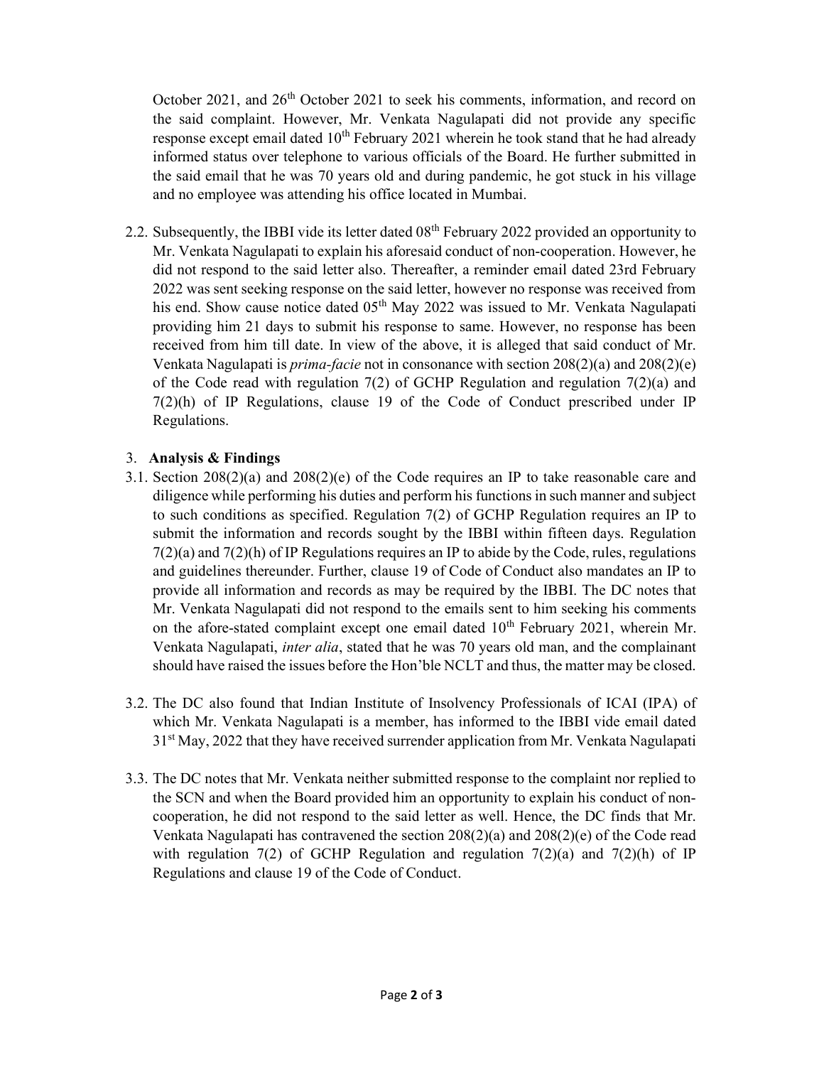October 2021, and 26th October 2021 to seek his comments, information, and record on the said complaint. However, Mr. Venkata Nagulapati did not provide any specific response except email dated 10th February 2021 wherein he took stand that he had already informed status over telephone to various officials of the Board. He further submitted in the said email that he was 70 years old and during pandemic, he got stuck in his village and no employee was attending his office located in Mumbai.

2.2. Subsequently, the IBBI vide its letter dated 08th February 2022 provided an opportunity to Mr. Venkata Nagulapati to explain his aforesaid conduct of non-cooperation. However, he did not respond to the said letter also. Thereafter, a reminder email dated 23rd February 2022 was sent seeking response on the said letter, however no response was received from his end. Show cause notice dated 05th May 2022 was issued to Mr. Venkata Nagulapati providing him 21 days to submit his response to same. However, no response has been received from him till date. In view of the above, it is alleged that said conduct of Mr. Venkata Nagulapati is *prima-facie* not in consonance with section 208(2)(a) and 208(2)(e) of the Code read with regulation 7(2) of GCHP Regulation and regulation 7(2)(a) and 7(2)(h) of IP Regulations, clause 19 of the Code of Conduct prescribed under IP Regulations.

## 3. Analysis & Findings

3.1. Section 208(2)(a) and 208(2)(e) of the Code requires an IP to take reasonable care and diligence while performing his duties and perform his functions in such manner and subject to such conditions as specified. Regulation 7(2) of GCHP Regulation requires an IP to submit the information and records sought by the IBBI within fifteen days. Regulation 7(2)(a) and 7(2)(h) of IP Regulations requires an IP to abide by the Code, rules, regulations and guidelines thereunder. Further, clause 19 of Code of Conduct also mandates an IP to provide all information and records as may be required by the IBBI. The DC notes that Mr. Venkata Nagulapati did not respond to the emails sent to him seeking his comments on the afore-stated complaint except one email dated 10th February 2021, wherein Mr. Venkata Nagulapati, *inter alia*, stated that he was 70 years old man, and the complainant should have raised the issues before the Hon'ble NCLT and thus, the matter may be closed.

3.2. The DC also found that Indian Institute of Insolvency Professionals of ICAI (IPA) of which Mr. Venkata Nagulapati is a member, has informed to the IBBI vide email dated 31st May, 2022 that they have received surrender application from Mr. Venkata Nagulapati

3.3. The DC notes that Mr. Venkata neither submitted response to the complaint nor replied to the SCN and when the Board provided him an opportunity to explain his conduct of non-cooperation, he did not respond to the said letter as well. Hence, the DC finds that Mr. Venkata Nagulapati has contravened the section 208(2)(a) and 208(2)(e) of the Code read with regulation 7(2) of GCHP Regulation and regulation 7(2)(a) and 7(2)(h) of IP Regulations and clause 19 of the Code of Conduct.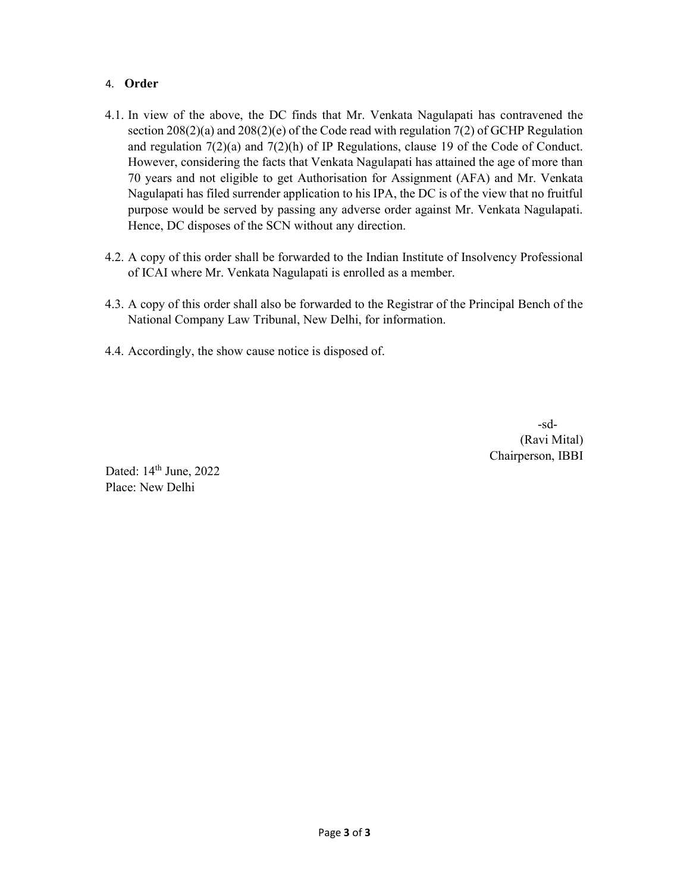## 4. **Order**

4.1. In view of the above, the DC finds that Mr. Venkata Nagulapati has contravened the section 208(2)(a) and 208(2)(e) of the Code read with regulation 7(2) of GCHP Regulation and regulation 7(2)(a) and 7(2)(h) of IP Regulations, clause 19 of the Code of Conduct. However, considering the facts that Venkata Nagulapati has attained the age of more than 70 years and not eligible to get Authorisation for Assignment (AFA) and Mr. Venkata Nagulapati has filed surrender application to his IPA, the DC is of the view that no fruitful purpose would be served by passing any adverse order against Mr. Venkata Nagulapati. Hence, DC disposes of the SCN without any direction.

4.2. A copy of this order shall be forwarded to the Indian Institute of Insolvency Professional of ICAI where Mr. Venkata Nagulapati is enrolled as a member.

4.3. A copy of this order shall also be forwarded to the Registrar of the Principal Bench of the National Company Law Tribunal, New Delhi, for information.

4.4. Accordingly, the show cause notice is disposed of.

-sd-
(Ravi Mital)
Chairperson, IBBI

Dated: 14th June, 2022
Place: New Delhi